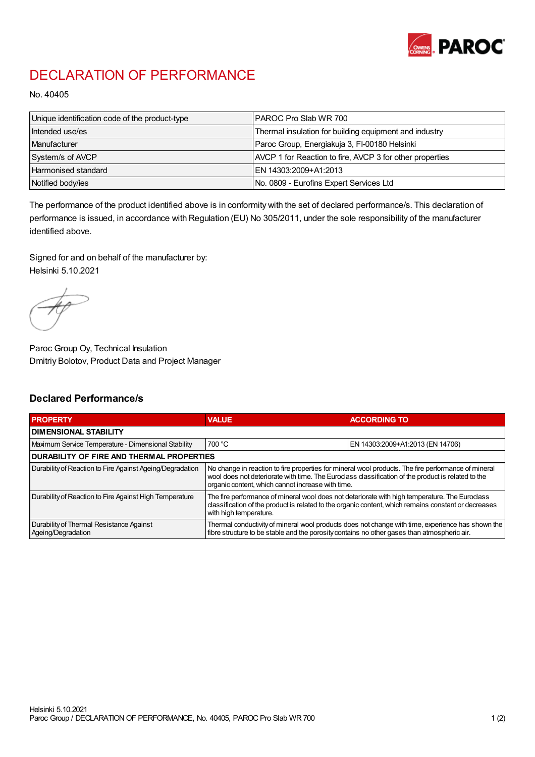# DECLARATION OF PERFORMANCE

No. 40405

| | |
|---|---|
| Unique identification code of the product-type | PAROC Pro Slab WR 700 |
| Intended use/es | Thermal insulation for building equipment and industry |
| Manufacturer | Paroc Group, Energiakuja 3, FI-00180 Helsinki |
| System/s of AVCP | AVCP 1 for Reaction to fire, AVCP 3 for other properties |
| Harmonised standard | EN 14303:2009+A1:2013 |
| Notified body/ies | No. 0809 - Eurofins Expert Services Ltd |

The performance of the product identified above is in conformity with the set of declared performance/s. This declaration of performance is issued, in accordance with Regulation (EU) No 305/2011, under the sole responsibility of the manufacturer identified above.

Signed for and on behalf of the manufacturer by:
Helsinki 5.10.2021

Paroc Group Oy, Technical Insulation
Dmitriy Bolotov, Product Data and Project Manager

## Declared Performance/s

| PROPERTY | VALUE | ACCORDING TO |
|---|---|---|
| **DIMENSIONAL STABILITY** | | |
| Maximum Service Temperature - Dimensional Stability | 700 °C | EN 14303:2009+A1:2013 (EN 14706) |
| **DURABILITY OF FIRE AND THERMAL PROPERTIES** | | |
| Durability of Reaction to Fire Against Ageing/Degradation | No change in reaction to fire properties for mineral wool products. The fire performance of mineral wool does not deteriorate with time. The Euroclass classification of the product is related to the organic content, which cannot increase with time. | |
| Durability of Reaction to Fire Against High Temperature | The fire performance of mineral wool does not deteriorate with high temperature. The Euroclass classification of the product is related to the organic content, which remains constant or decreases with high temperature. | |
| Durability of Thermal Resistance Against Ageing/Degradation | Thermal conductivity of mineral wool products does not change with time, experience has shown the fibre structure to be stable and the porosity contains no other gases than atmospheric air. | |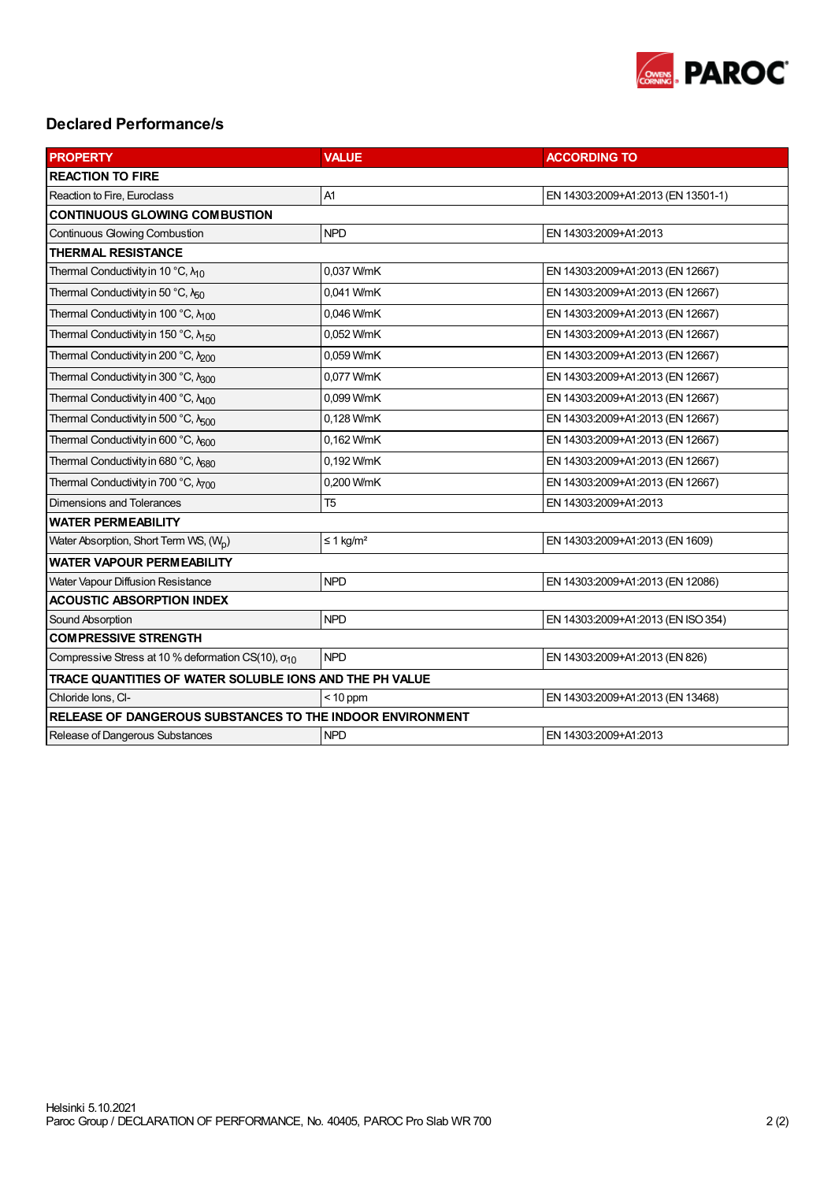## Declared Performance/s

| PROPERTY | VALUE | ACCORDING TO |
|---|---|---|
| **REACTION TO FIRE** | | |
| Reaction to Fire, Euroclass | A1 | EN 14303:2009+A1:2013 (EN 13501-1) |
| **CONTINUOUS GLOWING COMBUSTION** | | |
| Continuous Glowing Combustion | NPD | EN 14303:2009+A1:2013 |
| **THERMAL RESISTANCE** | | |
| Thermal Conductivity in 10 °C, $\lambda_{10}$ | 0,037 W/mK | EN 14303:2009+A1:2013 (EN 12667) |
| Thermal Conductivity in 50 °C, $\lambda_{50}$ | 0,041 W/mK | EN 14303:2009+A1:2013 (EN 12667) |
| Thermal Conductivity in 100 °C, $\lambda_{100}$ | 0,046 W/mK | EN 14303:2009+A1:2013 (EN 12667) |
| Thermal Conductivity in 150 °C, $\lambda_{150}$ | 0,052 W/mK | EN 14303:2009+A1:2013 (EN 12667) |
| Thermal Conductivity in 200 °C, $\lambda_{200}$ | 0,059 W/mK | EN 14303:2009+A1:2013 (EN 12667) |
| Thermal Conductivity in 300 °C, $\lambda_{300}$ | 0,077 W/mK | EN 14303:2009+A1:2013 (EN 12667) |
| Thermal Conductivity in 400 °C, $\lambda_{400}$ | 0,099 W/mK | EN 14303:2009+A1:2013 (EN 12667) |
| Thermal Conductivity in 500 °C, $\lambda_{500}$ | 0,128 W/mK | EN 14303:2009+A1:2013 (EN 12667) |
| Thermal Conductivity in 600 °C, $\lambda_{600}$ | 0,162 W/mK | EN 14303:2009+A1:2013 (EN 12667) |
| Thermal Conductivity in 680 °C, $\lambda_{680}$ | 0,192 W/mK | EN 14303:2009+A1:2013 (EN 12667) |
| Thermal Conductivity in 700 °C, $\lambda_{700}$ | 0,200 W/mK | EN 14303:2009+A1:2013 (EN 12667) |
| Dimensions and Tolerances | T5 | EN 14303:2009+A1:2013 |
| **WATER PERMEABILITY** | | |
| Water Absorption, Short Term WS, ($W_p$) | ≤ 1 kg/m² | EN 14303:2009+A1:2013 (EN 1609) |
| **WATER VAPOUR PERMEABILITY** | | |
| Water Vapour Diffusion Resistance | NPD | EN 14303:2009+A1:2013 (EN 12086) |
| **ACOUSTIC ABSORPTION INDEX** | | |
| Sound Absorption | NPD | EN 14303:2009+A1:2013 (EN ISO 354) |
| **COMPRESSIVE STRENGTH** | | |
| Compressive Stress at 10 % deformation CS(10), $\sigma_{10}$ | NPD | EN 14303:2009+A1:2013 (EN 826) |
| **TRACE QUANTITIES OF WATER SOLUBLE IONS AND THE PH VALUE** | | |
| Chloride Ions, Cl- | < 10 ppm | EN 14303:2009+A1:2013 (EN 13468) |
| **RELEASE OF DANGEROUS SUBSTANCES TO THE INDOOR ENVIRONMENT** | | |
| Release of Dangerous Substances | NPD | EN 14303:2009+A1:2013 |

Helsinki 5.10.2021
Paroc Group / DECLARATION OF PERFORMANCE, No. 40405, PAROC Pro Slab WR 700